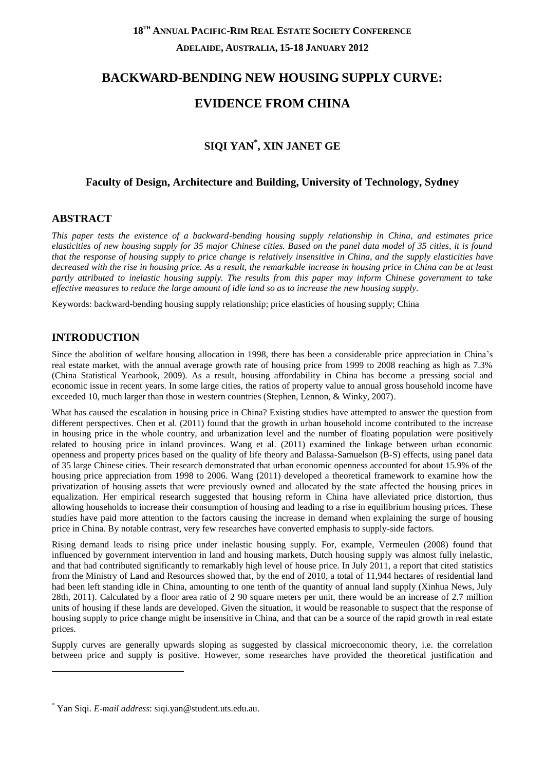# BACKWARD-BENDING NEW HOUSING SUPPLY CURVE: EVIDENCE FROM CHINA

**SIQI YAN[*], XIN JANET GE**

**Faculty of Design, Architecture and Building, University of Technology, Sydney**

## ABSTRACT

*This paper tests the existence of a backward-bending housing supply relationship in China, and estimates price elasticities of new housing supply for 35 major Chinese cities. Based on the panel data model of 35 cities, it is found that the response of housing supply to price change is relatively insensitive in China, and the supply elasticities have decreased with the rise in housing price. As a result, the remarkable increase in housing price in China can be at least partly attributed to inelastic housing supply. The results from this paper may inform Chinese government to take effective measures to reduce the large amount of idle land so as to increase the new housing supply.*

Keywords: backward-bending housing supply relationship; price elasticities of housing supply; China

## INTRODUCTION

Since the abolition of welfare housing allocation in 1998, there has been a considerable price appreciation in China's real estate market, with the annual average growth rate of housing price from 1999 to 2008 reaching as high as 7.3% (China Statistical Yearbook, 2009). As a result, housing affordability in China has become a pressing social and economic issue in recent years. In some large cities, the ratios of property value to annual gross household income have exceeded 10, much larger than those in western countries (Stephen, Lennon, & Winky, 2007).

What has caused the escalation in housing price in China? Existing studies have attempted to answer the question from different perspectives. Chen et al. (2011) found that the growth in urban household income contributed to the increase in housing price in the whole country, and urbanization level and the number of floating population were positively related to housing price in inland provinces. Wang et al. (2011) examined the linkage between urban economic openness and property prices based on the quality of life theory and Balassa-Samuelson (B-S) effects, using panel data of 35 large Chinese cities. Their research demonstrated that urban economic openness accounted for about 15.9% of the housing price appreciation from 1998 to 2006. Wang (2011) developed a theoretical framework to examine how the privatization of housing assets that were previously owned and allocated by the state affected the housing prices in equalization. Her empirical research suggested that housing reform in China have alleviated price distortion, thus allowing households to increase their consumption of housing and leading to a rise in equilibrium housing prices. These studies have paid more attention to the factors causing the increase in demand when explaining the surge of housing price in China. By notable contrast, very few researches have converted emphasis to supply-side factors.

Rising demand leads to rising price under inelastic housing supply. For, example, Vermeulen (2008) found that influenced by government intervention in land and housing markets, Dutch housing supply was almost fully inelastic, and that had contributed significantly to remarkably high level of house price. In July 2011, a report that cited statistics from the Ministry of Land and Resources showed that, by the end of 2010, a total of 11,944 hectares of residential land had been left standing idle in China, amounting to one tenth of the quantity of annual land supply (Xinhua News, July 28th, 2011). Calculated by a floor area ratio of 2 90 square meters per unit, there would be an increase of 2.7 million units of housing if these lands are developed. Given the situation, it would be reasonable to suspect that the response of housing supply to price change might be insensitive in China, and that can be a source of the rapid growth in real estate prices.

Supply curves are generally upwards sloping as suggested by classical microeconomic theory, i.e. the correlation between price and supply is positive. However, some researches have provided the theoretical justification and

[*] Yan Siqi. *E-mail address*: siqi.yan@student.uts.edu.au.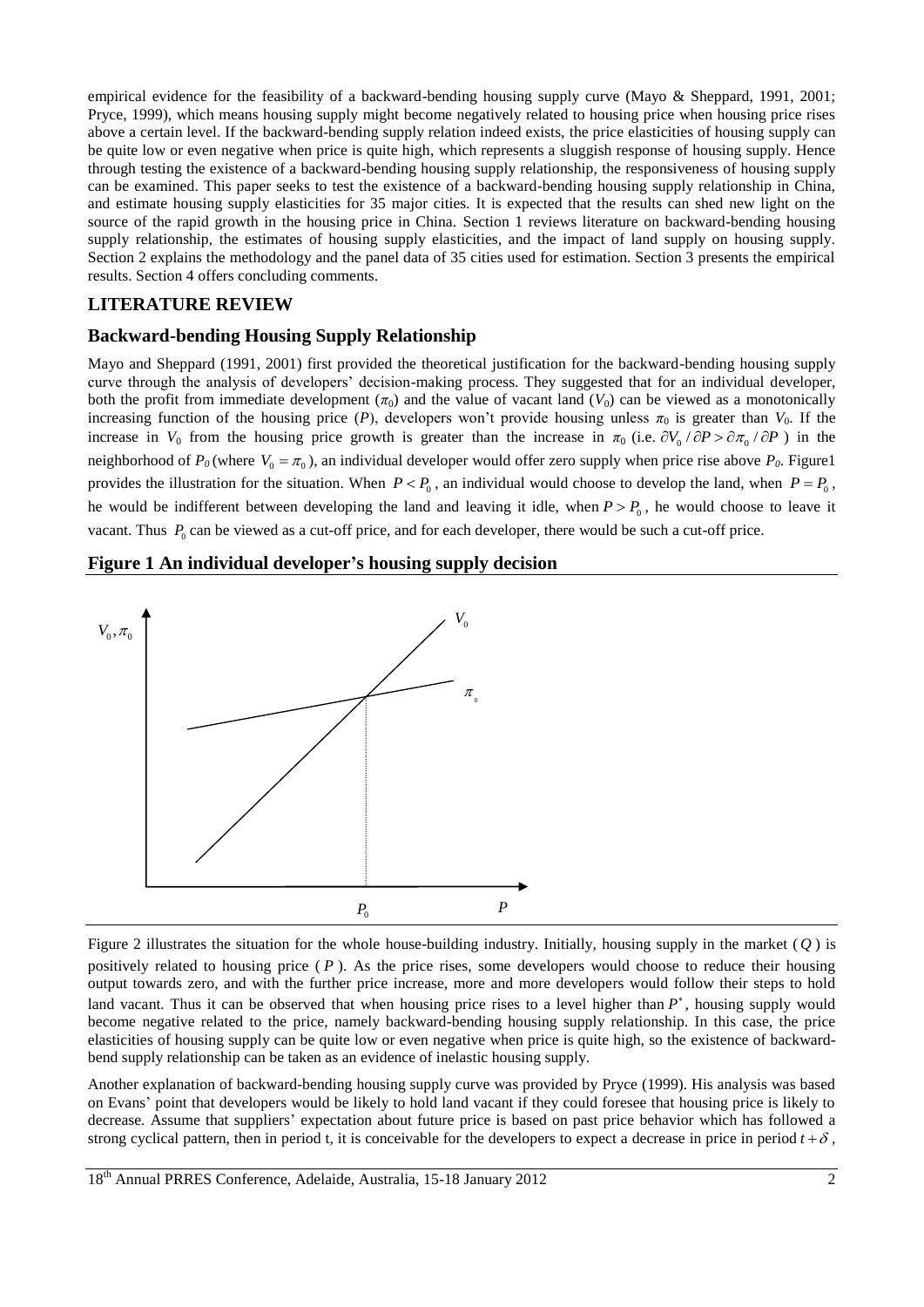empirical evidence for the feasibility of a backward-bending housing supply curve (Mayo & Sheppard, 1991, 2001; Pryce, 1999), which means housing supply might become negatively related to housing price when housing price rises above a certain level. If the backward-bending supply relation indeed exists, the price elasticities of housing supply can be quite low or even negative when price is quite high, which represents a sluggish response of housing supply. Hence through testing the existence of a backward-bending housing supply relationship, the responsiveness of housing supply can be examined. This paper seeks to test the existence of a backward-bending housing supply relationship in China, and estimate housing supply elasticities for 35 major cities. It is expected that the results can shed new light on the source of the rapid growth in the housing price in China. Section 1 reviews literature on backward-bending housing supply relationship, the estimates of housing supply elasticities, and the impact of land supply on housing supply. Section 2 explains the methodology and the panel data of 35 cities used for estimation. Section 3 presents the empirical results. Section 4 offers concluding comments.

## LITERATURE REVIEW

### Backward-bending Housing Supply Relationship

Mayo and Sheppard (1991, 2001) first provided the theoretical justification for the backward-bending housing supply curve through the analysis of developers' decision-making process. They suggested that for an individual developer, both the profit from immediate development ($\pi_0$) and the value of vacant land ($V_0$) can be viewed as a monotonically increasing function of the housing price ($P$), developers won't provide housing unless $\pi_0$ is greater than $V_0$. If the increase in $V_0$ from the housing price growth is greater than the increase in $\pi_0$ (i.e. $\partial V_0 / \partial P > \partial \pi_0 / \partial P$ ) in the neighborhood of $P_0$ (where $V_0 = \pi_0$), an individual developer would offer zero supply when price rise above $P_0$. Figure1 provides the illustration for the situation. When $P < P_0$, an individual would choose to develop the land, when $P = P_0$, he would be indifferent between developing the land and leaving it idle, when $P > P_0$, he would choose to leave it vacant. Thus $P_0$ can be viewed as a cut-off price, and for each developer, there would be such a cut-off price.

**Figure 1 An individual developer's housing supply decision**

Figure 2 illustrates the situation for the whole house-building industry. Initially, housing supply in the market ($Q$) is positively related to housing price ($P$). As the price rises, some developers would choose to reduce their housing output towards zero, and with the further price increase, more and more developers would follow their steps to hold land vacant. Thus it can be observed that when housing price rises to a level higher than $P^*$, housing supply would become negative related to the price, namely backward-bending housing supply relationship. In this case, the price elasticities of housing supply can be quite low or even negative when price is quite high, so the existence of backward-bend supply relationship can be taken as an evidence of inelastic housing supply.

Another explanation of backward-bending housing supply curve was provided by Pryce (1999). His analysis was based on Evans' point that developers would be likely to hold land vacant if they could foresee that housing price is likely to decrease. Assume that suppliers' expectation about future price is based on past price behavior which has followed a strong cyclical pattern, then in period t, it is conceivable for the developers to expect a decrease in price in period $t + \delta$,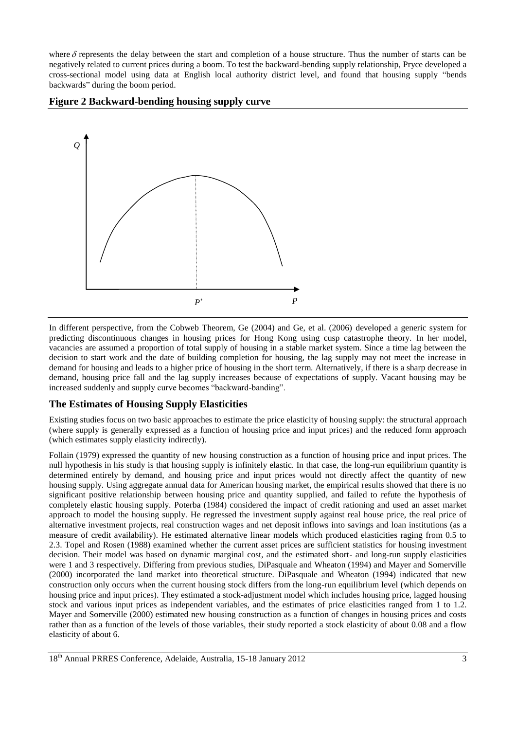where $\delta$ represents the delay between the start and completion of a house structure. Thus the number of starts can be negatively related to current prices during a boom. To test the backward-bending supply relationship, Pryce developed a cross-sectional model using data at English local authority district level, and found that housing supply "bends backwards" during the boom period.

**Figure 2 Backward-bending housing supply curve**

In different perspective, from the Cobweb Theorem, Ge (2004) and Ge, et al. (2006) developed a generic system for predicting discontinuous changes in housing prices for Hong Kong using cusp catastrophe theory. In her model, vacancies are assumed a proportion of total supply of housing in a stable market system. Since a time lag between the decision to start work and the date of building completion for housing, the lag supply may not meet the increase in demand for housing and leads to a higher price of housing in the short term. Alternatively, if there is a sharp decrease in demand, housing price fall and the lag supply increases because of expectations of supply. Vacant housing may be increased suddenly and supply curve becomes "backward-banding".

## The Estimates of Housing Supply Elasticities

Existing studies focus on two basic approaches to estimate the price elasticity of housing supply: the structural approach (where supply is generally expressed as a function of housing price and input prices) and the reduced form approach (which estimates supply elasticity indirectly).

Follain (1979) expressed the quantity of new housing construction as a function of housing price and input prices. The null hypothesis in his study is that housing supply is infinitely elastic. In that case, the long-run equilibrium quantity is determined entirely by demand, and housing price and input prices would not directly affect the quantity of new housing supply. Using aggregate annual data for American housing market, the empirical results showed that there is no significant positive relationship between housing price and quantity supplied, and failed to refute the hypothesis of completely elastic housing supply. Poterba (1984) considered the impact of credit rationing and used an asset market approach to model the housing supply. He regressed the investment supply against real house price, the real price of alternative investment projects, real construction wages and net deposit inflows into savings and loan institutions (as a measure of credit availability). He estimated alternative linear models which produced elasticities raging from 0.5 to 2.3. Topel and Rosen (1988) examined whether the current asset prices are sufficient statistics for housing investment decision. Their model was based on dynamic marginal cost, and the estimated short- and long-run supply elasticities were 1 and 3 respectively. Differing from previous studies, DiPasquale and Wheaton (1994) and Mayer and Somerville (2000) incorporated the land market into theoretical structure. DiPasquale and Wheaton (1994) indicated that new construction only occurs when the current housing stock differs from the long-run equilibrium level (which depends on housing price and input prices). They estimated a stock-adjustment model which includes housing price, lagged housing stock and various input prices as independent variables, and the estimates of price elasticities ranged from 1 to 1.2. Mayer and Somerville (2000) estimated new housing construction as a function of changes in housing prices and costs rather than as a function of the levels of those variables, their study reported a stock elasticity of about 0.08 and a flow elasticity of about 6.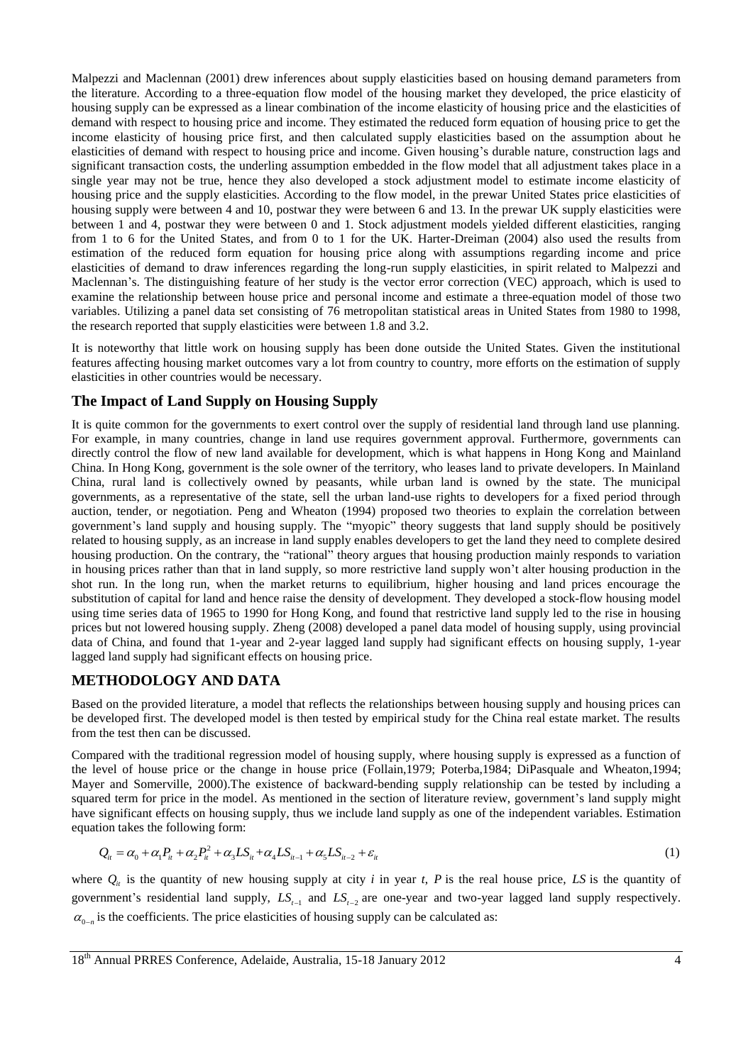Malpezzi and Maclennan (2001) drew inferences about supply elasticities based on housing demand parameters from the literature. According to a three-equation flow model of the housing market they developed, the price elasticity of housing supply can be expressed as a linear combination of the income elasticity of housing price and the elasticities of demand with respect to housing price and income. They estimated the reduced form equation of housing price to get the income elasticity of housing price first, and then calculated supply elasticities based on the assumption about he elasticities of demand with respect to housing price and income. Given housing's durable nature, construction lags and significant transaction costs, the underling assumption embedded in the flow model that all adjustment takes place in a single year may not be true, hence they also developed a stock adjustment model to estimate income elasticity of housing price and the supply elasticities. According to the flow model, in the prewar United States price elasticities of housing supply were between 4 and 10, postwar they were between 6 and 13. In the prewar UK supply elasticities were between 1 and 4, postwar they were between 0 and 1. Stock adjustment models yielded different elasticities, ranging from 1 to 6 for the United States, and from 0 to 1 for the UK. Harter-Dreiman (2004) also used the results from estimation of the reduced form equation for housing price along with assumptions regarding income and price elasticities of demand to draw inferences regarding the long-run supply elasticities, in spirit related to Malpezzi and Maclennan's. The distinguishing feature of her study is the vector error correction (VEC) approach, which is used to examine the relationship between house price and personal income and estimate a three-equation model of those two variables. Utilizing a panel data set consisting of 76 metropolitan statistical areas in United States from 1980 to 1998, the research reported that supply elasticities were between 1.8 and 3.2.

It is noteworthy that little work on housing supply has been done outside the United States. Given the institutional features affecting housing market outcomes vary a lot from country to country, more efforts on the estimation of supply elasticities in other countries would be necessary.

## The Impact of Land Supply on Housing Supply

It is quite common for the governments to exert control over the supply of residential land through land use planning. For example, in many countries, change in land use requires government approval. Furthermore, governments can directly control the flow of new land available for development, which is what happens in Hong Kong and Mainland China. In Hong Kong, government is the sole owner of the territory, who leases land to private developers. In Mainland China, rural land is collectively owned by peasants, while urban land is owned by the state. The municipal governments, as a representative of the state, sell the urban land-use rights to developers for a fixed period through auction, tender, or negotiation. Peng and Wheaton (1994) proposed two theories to explain the correlation between government's land supply and housing supply. The "myopic" theory suggests that land supply should be positively related to housing supply, as an increase in land supply enables developers to get the land they need to complete desired housing production. On the contrary, the "rational" theory argues that housing production mainly responds to variation in housing prices rather than that in land supply, so more restrictive land supply won't alter housing production in the shot run. In the long run, when the market returns to equilibrium, higher housing and land prices encourage the substitution of capital for land and hence raise the density of development. They developed a stock-flow housing model using time series data of 1965 to 1990 for Hong Kong, and found that restrictive land supply led to the rise in housing prices but not lowered housing supply. Zheng (2008) developed a panel data model of housing supply, using provincial data of China, and found that 1-year and 2-year lagged land supply had significant effects on housing supply, 1-year lagged land supply had significant effects on housing price.

# METHODOLOGY AND DATA

Based on the provided literature, a model that reflects the relationships between housing supply and housing prices can be developed first. The developed model is then tested by empirical study for the China real estate market. The results from the test then can be discussed.

Compared with the traditional regression model of housing supply, where housing supply is expressed as a function of the level of house price or the change in house price (Follain,1979; Poterba,1984; DiPasquale and Wheaton,1994; Mayer and Somerville, 2000).The existence of backward-bending supply relationship can be tested by including a squared term for price in the model. As mentioned in the section of literature review, government's land supply might have significant effects on housing supply, thus we include land supply as one of the independent variables. Estimation equation takes the following form:

$$Q_{it} = \alpha_0 + \alpha_1 P_{it} + \alpha_2 P_{it}^2 + \alpha_3 LS_{it} + \alpha_4 LS_{it-1} + \alpha_5 LS_{it-2} + \varepsilon_{it} \tag{1}$$

where $Q_{it}$ is the quantity of new housing supply at city $i$ in year $t$, $P$ is the real house price, $LS$ is the quantity of government's residential land supply, $LS_{t-1}$ and $LS_{t-2}$ are one-year and two-year lagged land supply respectively. $\alpha_{0-n}$ is the coefficients. The price elasticities of housing supply can be calculated as: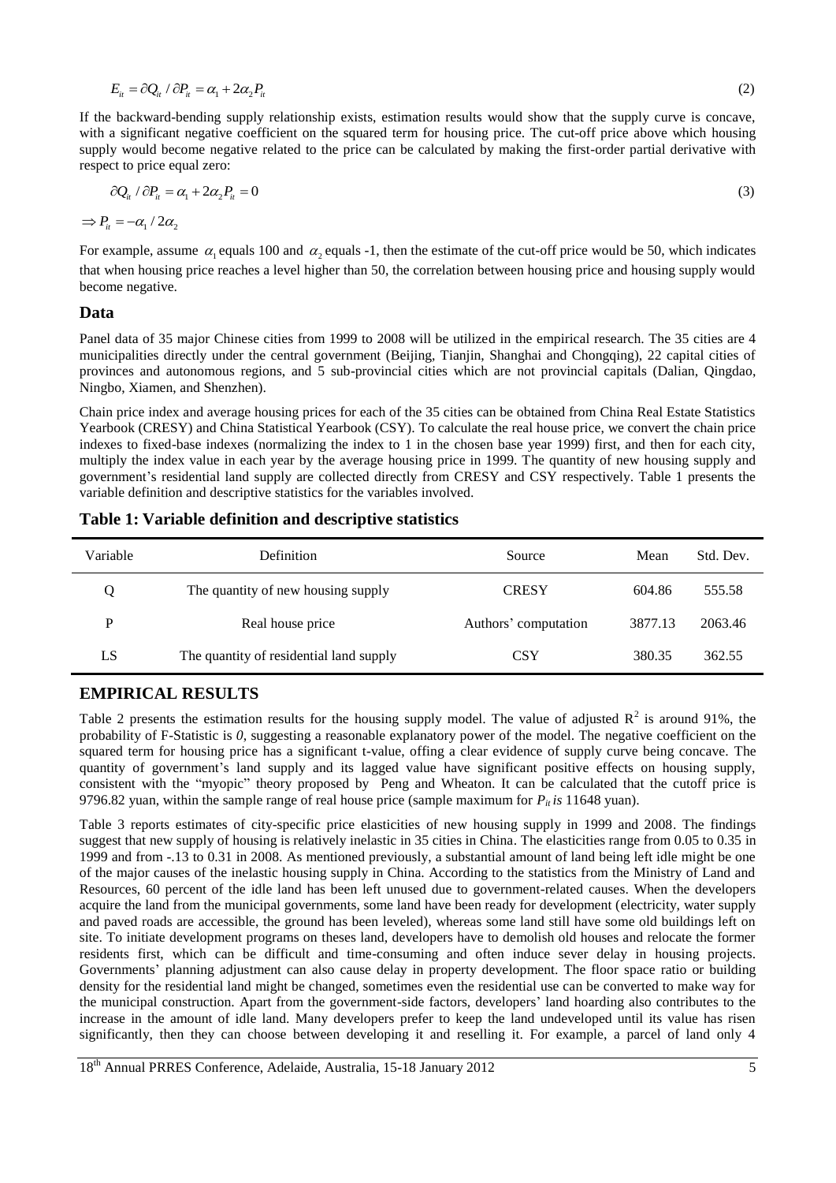$$E_{it} = \partial Q_{it} / \partial P_{it} = \alpha_1 + 2\alpha_2 P_{it} \tag{2}$$

If the backward-bending supply relationship exists, estimation results would show that the supply curve is concave, with a significant negative coefficient on the squared term for housing price. The cut-off price above which housing supply would become negative related to the price can be calculated by making the first-order partial derivative with respect to price equal zero:

$$\partial Q_{it} / \partial P_{it} = \alpha_1 + 2\alpha_2 P_{it} = 0 \tag{3}$$

$$\Rightarrow P_{it} = -\alpha_1 / 2\alpha_2$$

For example, assume $\alpha_1$ equals 100 and $\alpha_2$ equals -1, then the estimate of the cut-off price would be 50, which indicates that when housing price reaches a level higher than 50, the correlation between housing price and housing supply would become negative.

### Data

Panel data of 35 major Chinese cities from 1999 to 2008 will be utilized in the empirical research. The 35 cities are 4 municipalities directly under the central government (Beijing, Tianjin, Shanghai and Chongqing), 22 capital cities of provinces and autonomous regions, and 5 sub-provincial cities which are not provincial capitals (Dalian, Qingdao, Ningbo, Xiamen, and Shenzhen).

Chain price index and average housing prices for each of the 35 cities can be obtained from China Real Estate Statistics Yearbook (CRESY) and China Statistical Yearbook (CSY). To calculate the real house price, we convert the chain price indexes to fixed-base indexes (normalizing the index to 1 in the chosen base year 1999) first, and then for each city, multiply the index value in each year by the average housing price in 1999. The quantity of new housing supply and government's residential land supply are collected directly from CRESY and CSY respectively. Table 1 presents the variable definition and descriptive statistics for the variables involved.

**Table 1: Variable definition and descriptive statistics**

| Variable | Definition | Source | Mean | Std. Dev. |
|---|---|---|---|---|
| Q | The quantity of new housing supply | CRESY | 604.86 | 555.58 |
| P | Real house price | Authors' computation | 3877.13 | 2063.46 |
| LS | The quantity of residential land supply | CSY | 380.35 | 362.55 |

## EMPIRICAL RESULTS

Table 2 presents the estimation results for the housing supply model. The value of adjusted $R^2$ is around 91%, the probability of F-Statistic is *0*, suggesting a reasonable explanatory power of the model. The negative coefficient on the squared term for housing price has a significant t-value, offing a clear evidence of supply curve being concave. The quantity of government's land supply and its lagged value have significant positive effects on housing supply, consistent with the "myopic" theory proposed by Peng and Wheaton. It can be calculated that the cutoff price is 9796.82 yuan, within the sample range of real house price (sample maximum for $P_{it}$ *is* 11648 yuan).

Table 3 reports estimates of city-specific price elasticities of new housing supply in 1999 and 2008. The findings suggest that new supply of housing is relatively inelastic in 35 cities in China. The elasticities range from 0.05 to 0.35 in 1999 and from -.13 to 0.31 in 2008. As mentioned previously, a substantial amount of land being left idle might be one of the major causes of the inelastic housing supply in China. According to the statistics from the Ministry of Land and Resources, 60 percent of the idle land has been left unused due to government-related causes. When the developers acquire the land from the municipal governments, some land have been ready for development (electricity, water supply and paved roads are accessible, the ground has been leveled), whereas some land still have some old buildings left on site. To initiate development programs on theses land, developers have to demolish old houses and relocate the former residents first, which can be difficult and time-consuming and often induce sever delay in housing projects. Governments' planning adjustment can also cause delay in property development. The floor space ratio or building density for the residential land might be changed, sometimes even the residential use can be converted to make way for the municipal construction. Apart from the government-side factors, developers' land hoarding also contributes to the increase in the amount of idle land. Many developers prefer to keep the land undeveloped until its value has risen significantly, then they can choose between developing it and reselling it. For example, a parcel of land only 4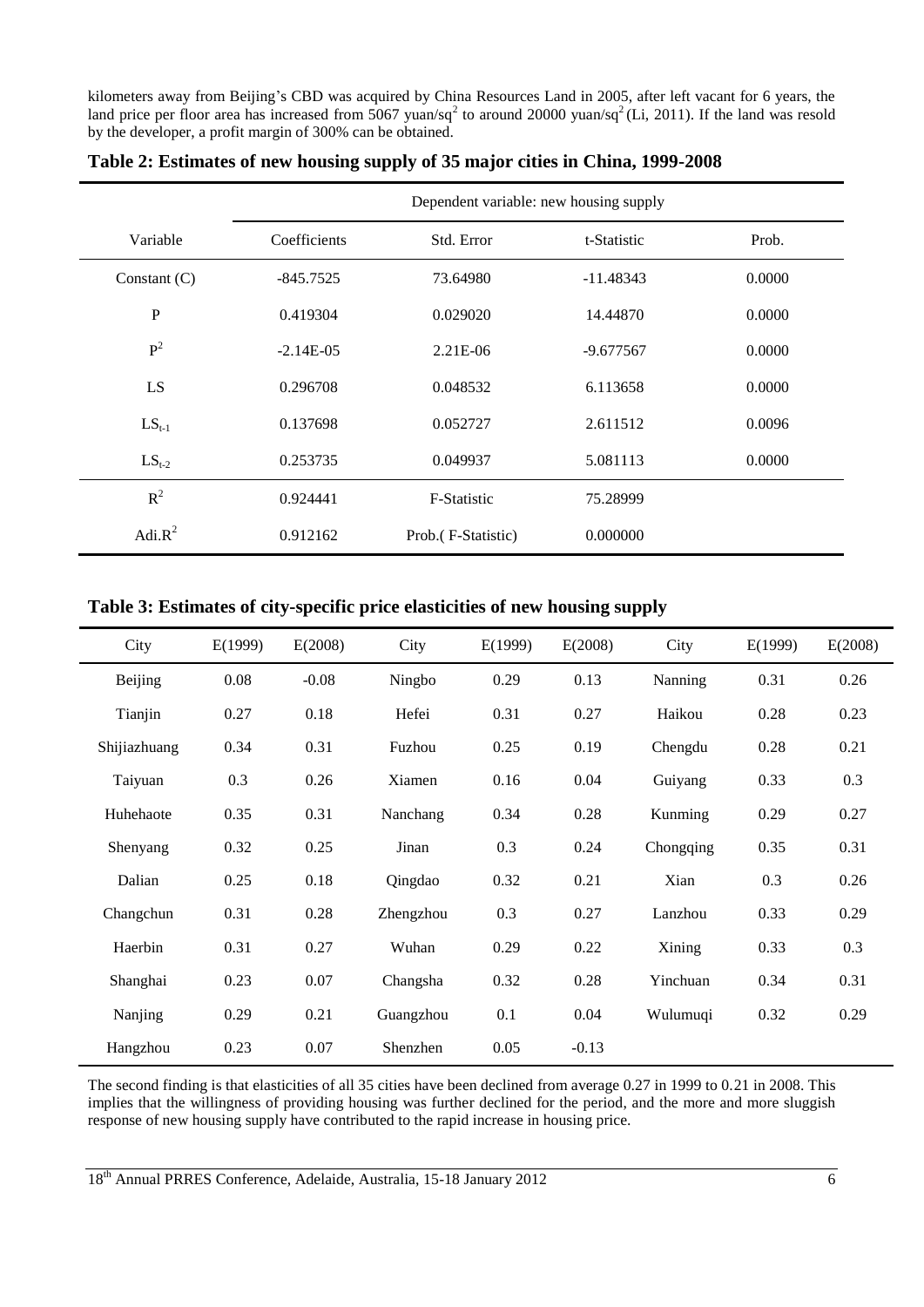kilometers away from Beijing's CBD was acquired by China Resources Land in 2005, after left vacant for 6 years, the land price per floor area has increased from 5067 yuan/sq$^2$ to around 20000 yuan/sq$^2$ (Li, 2011). If the land was resold by the developer, a profit margin of 300% can be obtained.

**Table 2: Estimates of new housing supply of 35 major cities in China, 1999-2008**

| | Dependent variable: new housing supply | | | |
|---|---|---|---|---|
| Variable | Coefficients | Std. Error | t-Statistic | Prob. |
| Constant (C) | -845.7525 | 73.64980 | -11.48343 | 0.0000 |
| P | 0.419304 | 0.029020 | 14.44870 | 0.0000 |
| $P^2$ | -2.14E-05 | 2.21E-06 | -9.677567 | 0.0000 |
| LS | 0.296708 | 0.048532 | 6.113658 | 0.0000 |
| $LS_{t-1}$ | 0.137698 | 0.052727 | 2.611512 | 0.0096 |
| $LS_{t-2}$ | 0.253735 | 0.049937 | 5.081113 | 0.0000 |
| $R^2$ | 0.924441 | F-Statistic | 75.28999 | |
| Adi.$R^2$ | 0.912162 | Prob.( F-Statistic) | 0.000000 | |

**Table 3: Estimates of city-specific price elasticities of new housing supply**

| City | E(1999) | E(2008) | City | E(1999) | E(2008) | City | E(1999) | E(2008) |
|---|---|---|---|---|---|---|---|---|
| Beijing | 0.08 | -0.08 | Ningbo | 0.29 | 0.13 | Nanning | 0.31 | 0.26 |
| Tianjin | 0.27 | 0.18 | Hefei | 0.31 | 0.27 | Haikou | 0.28 | 0.23 |
| Shijiazhuang | 0.34 | 0.31 | Fuzhou | 0.25 | 0.19 | Chengdu | 0.28 | 0.21 |
| Taiyuan | 0.3 | 0.26 | Xiamen | 0.16 | 0.04 | Guiyang | 0.33 | 0.3 |
| Huhehaote | 0.35 | 0.31 | Nanchang | 0.34 | 0.28 | Kunming | 0.29 | 0.27 |
| Shenyang | 0.32 | 0.25 | Jinan | 0.3 | 0.24 | Chongqing | 0.35 | 0.31 |
| Dalian | 0.25 | 0.18 | Qingdao | 0.32 | 0.21 | Xian | 0.3 | 0.26 |
| Changchun | 0.31 | 0.28 | Zhengzhou | 0.3 | 0.27 | Lanzhou | 0.33 | 0.29 |
| Haerbin | 0.31 | 0.27 | Wuhan | 0.29 | 0.22 | Xining | 0.33 | 0.3 |
| Shanghai | 0.23 | 0.07 | Changsha | 0.32 | 0.28 | Yinchuan | 0.34 | 0.31 |
| Nanjing | 0.29 | 0.21 | Guangzhou | 0.1 | 0.04 | Wulumuqi | 0.32 | 0.29 |
| Hangzhou | 0.23 | 0.07 | Shenzhen | 0.05 | -0.13 | | | |

The second finding is that elasticities of all 35 cities have been declined from average 0.27 in 1999 to 0.21 in 2008. This implies that the willingness of providing housing was further declined for the period, and the more and more sluggish response of new housing supply have contributed to the rapid increase in housing price.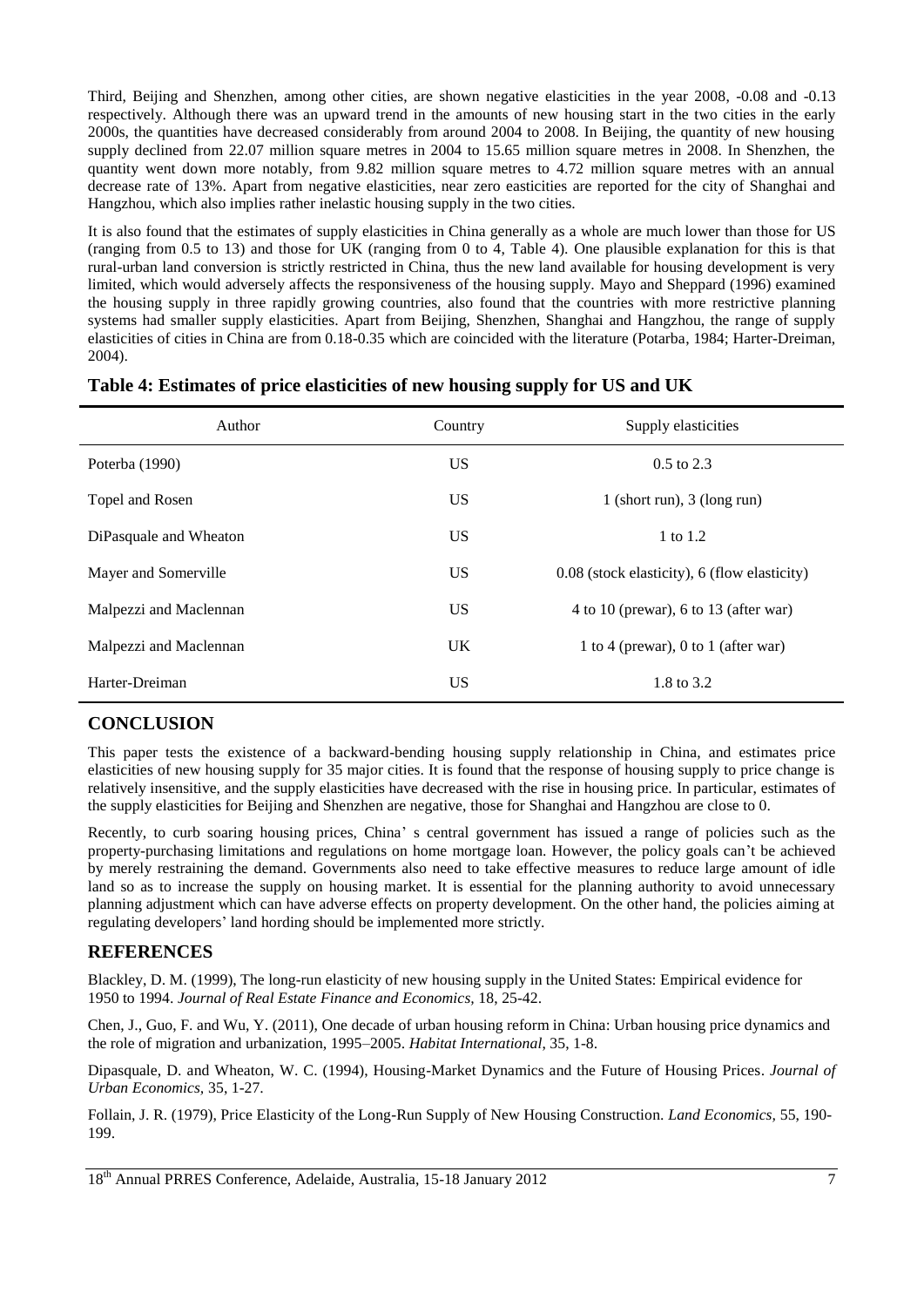Third, Beijing and Shenzhen, among other cities, are shown negative elasticities in the year 2008, -0.08 and -0.13 respectively. Although there was an upward trend in the amounts of new housing start in the two cities in the early 2000s, the quantities have decreased considerably from around 2004 to 2008. In Beijing, the quantity of new housing supply declined from 22.07 million square metres in 2004 to 15.65 million square metres in 2008. In Shenzhen, the quantity went down more notably, from 9.82 million square metres to 4.72 million square metres with an annual decrease rate of 13%. Apart from negative elasticities, near zero easticities are reported for the city of Shanghai and Hangzhou, which also implies rather inelastic housing supply in the two cities.

It is also found that the estimates of supply elasticities in China generally as a whole are much lower than those for US (ranging from 0.5 to 13) and those for UK (ranging from 0 to 4, Table 4). One plausible explanation for this is that rural-urban land conversion is strictly restricted in China, thus the new land available for housing development is very limited, which would adversely affects the responsiveness of the housing supply. Mayo and Sheppard (1996) examined the housing supply in three rapidly growing countries, also found that the countries with more restrictive planning systems had smaller supply elasticities. Apart from Beijing, Shenzhen, Shanghai and Hangzhou, the range of supply elasticities of cities in China are from 0.18-0.35 which are coincided with the literature (Potarba, 1984; Harter-Dreiman, 2004).

**Table 4: Estimates of price elasticities of new housing supply for US and UK**

| Author | Country | Supply elasticities |
|---|---|---|
| Poterba (1990) | US | 0.5 to 2.3 |
| Topel and Rosen | US | 1 (short run), 3 (long run) |
| DiPasquale and Wheaton | US | 1 to 1.2 |
| Mayer and Somerville | US | 0.08 (stock elasticity), 6 (flow elasticity) |
| Malpezzi and Maclennan | US | 4 to 10 (prewar), 6 to 13 (after war) |
| Malpezzi and Maclennan | UK | 1 to 4 (prewar), 0 to 1 (after war) |
| Harter-Dreiman | US | 1.8 to 3.2 |

## CONCLUSION

This paper tests the existence of a backward-bending housing supply relationship in China, and estimates price elasticities of new housing supply for 35 major cities. It is found that the response of housing supply to price change is relatively insensitive, and the supply elasticities have decreased with the rise in housing price. In particular, estimates of the supply elasticities for Beijing and Shenzhen are negative, those for Shanghai and Hangzhou are close to 0.

Recently, to curb soaring housing prices, China' s central government has issued a range of policies such as the property-purchasing limitations and regulations on home mortgage loan. However, the policy goals can't be achieved by merely restraining the demand. Governments also need to take effective measures to reduce large amount of idle land so as to increase the supply on housing market. It is essential for the planning authority to avoid unnecessary planning adjustment which can have adverse effects on property development. On the other hand, the policies aiming at regulating developers' land hording should be implemented more strictly.

## REFERENCES

Blackley, D. M. (1999), The long-run elasticity of new housing supply in the United States: Empirical evidence for 1950 to 1994. *Journal of Real Estate Finance and Economics*, 18, 25-42.

Chen, J., Guo, F. and Wu, Y. (2011), One decade of urban housing reform in China: Urban housing price dynamics and the role of migration and urbanization, 1995–2005. *Habitat International*, 35, 1-8.

Dipasquale, D. and Wheaton, W. C. (1994), Housing-Market Dynamics and the Future of Housing Prices. *Journal of Urban Economics*, 35, 1-27.

Follain, J. R. (1979), Price Elasticity of the Long-Run Supply of New Housing Construction. *Land Economics*, 55, 190-199.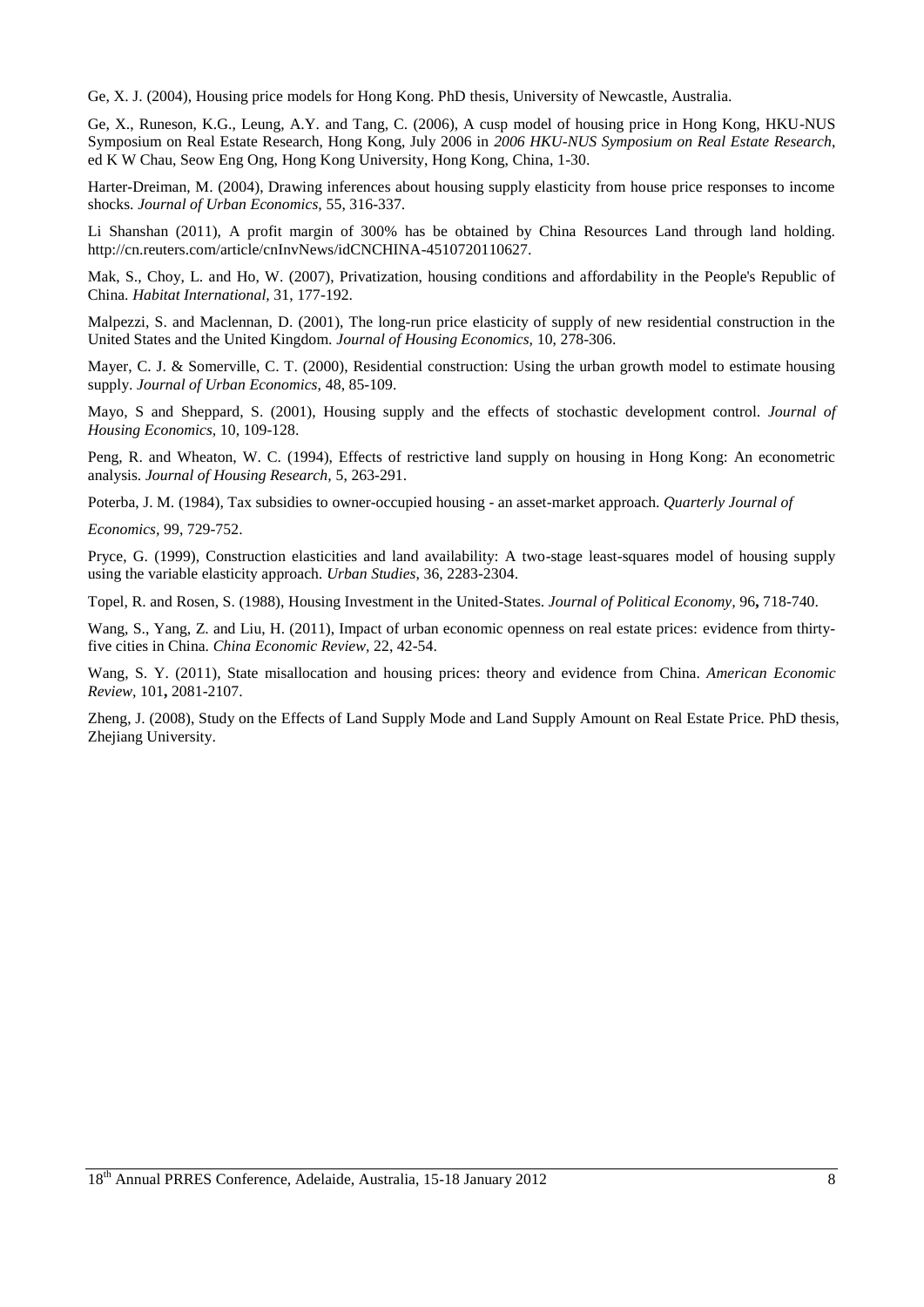Ge, X. J. (2004), Housing price models for Hong Kong. PhD thesis, University of Newcastle, Australia.

Ge, X., Runeson, K.G., Leung, A.Y. and Tang, C. (2006), A cusp model of housing price in Hong Kong, HKU-NUS Symposium on Real Estate Research, Hong Kong, July 2006 in *2006 HKU-NUS Symposium on Real Estate Research*, ed K W Chau, Seow Eng Ong, Hong Kong University, Hong Kong, China, 1-30.

Harter-Dreiman, M. (2004), Drawing inferences about housing supply elasticity from house price responses to income shocks. *Journal of Urban Economics,* 55, 316-337.

Li Shanshan (2011), A profit margin of 300% has be obtained by China Resources Land through land holding. http://cn.reuters.com/article/cnInvNews/idCNCHINA-4510720110627.

Mak, S., Choy, L. and Ho, W. (2007), Privatization, housing conditions and affordability in the People's Republic of China. *Habitat International,* 31, 177-192.

Malpezzi, S. and Maclennan, D. (2001), The long-run price elasticity of supply of new residential construction in the United States and the United Kingdom. *Journal of Housing Economics,* 10, 278-306.

Mayer, C. J. & Somerville, C. T. (2000), Residential construction: Using the urban growth model to estimate housing supply. *Journal of Urban Economics,* 48, 85-109.

Mayo, S and Sheppard, S. (2001), Housing supply and the effects of stochastic development control. *Journal of Housing Economics*, 10, 109-128.

Peng, R. and Wheaton, W. C. (1994), Effects of restrictive land supply on housing in Hong Kong: An econometric analysis. *Journal of Housing Research,* 5, 263-291.

Poterba, J. M. (1984), Tax subsidies to owner-occupied housing - an asset-market approach. *Quarterly Journal of Economics,* 99, 729-752.

Pryce, G. (1999), Construction elasticities and land availability: A two-stage least-squares model of housing supply using the variable elasticity approach. *Urban Studies,* 36, 2283-2304.

Topel, R. and Rosen, S. (1988), Housing Investment in the United-States. *Journal of Political Economy,* 96**,** 718-740.

Wang, S., Yang, Z. and Liu, H. (2011), Impact of urban economic openness on real estate prices: evidence from thirty-five cities in China. *China Economic Review,* 22, 42-54.

Wang, S. Y. (2011), State misallocation and housing prices: theory and evidence from China. *American Economic Review,* 101**,** 2081-2107.

Zheng, J. (2008), Study on the Effects of Land Supply Mode and Land Supply Amount on Real Estate Price. PhD thesis, Zhejiang University.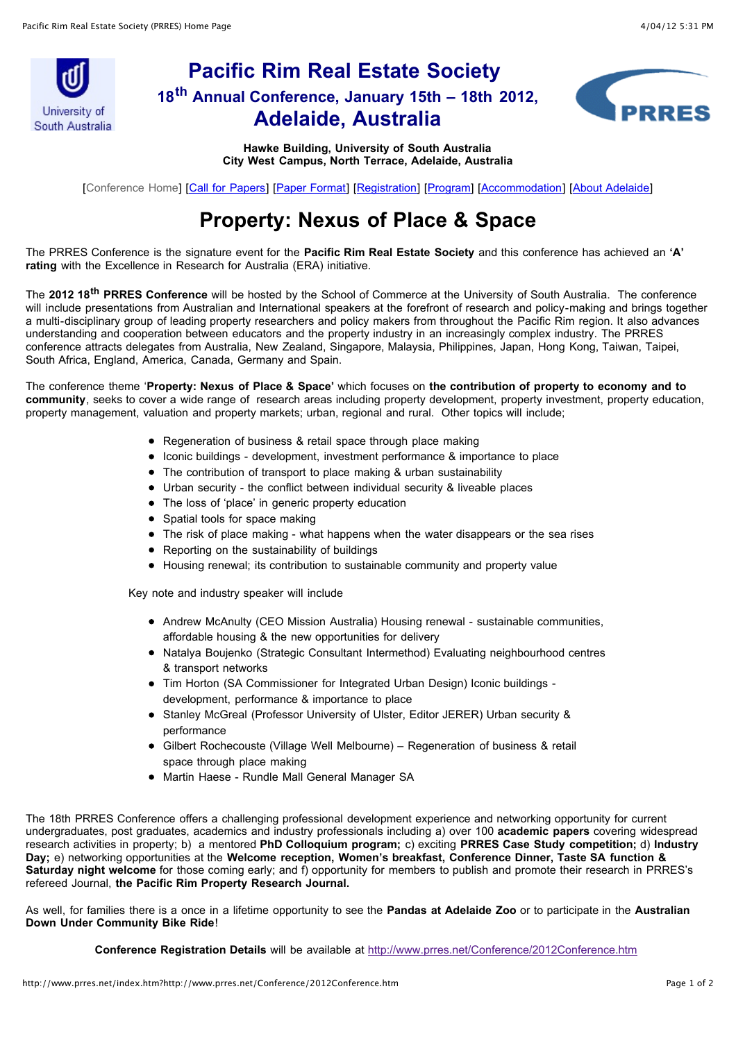University of South Australia

# Pacific Rim Real Estate Society

## 18th Annual Conference, January 15th – 18th 2012, Adelaide, Australia

PRRES

**Hawke Building, University of South Australia**
**City West Campus, North Terrace, Adelaide, Australia**

[Conference Home] [Call for Papers] [Paper Format] [Registration] [Program] [Accommodation] [About Adelaide]

# Property: Nexus of Place & Space

The PRRES Conference is the signature event for the **Pacific Rim Real Estate Society** and this conference has achieved an **'A' rating** with the Excellence in Research for Australia (ERA) initiative.

The **2012 18th PRRES Conference** will be hosted by the School of Commerce at the University of South Australia. The conference will include presentations from Australian and International speakers at the forefront of research and policy-making and brings together a multi-disciplinary group of leading property researchers and policy makers from throughout the Pacific Rim region. It also advances understanding and cooperation between educators and the property industry in an increasingly complex industry. The PRRES conference attracts delegates from Australia, New Zealand, Singapore, Malaysia, Philippines, Japan, Hong Kong, Taiwan, Taipei, South Africa, England, America, Canada, Germany and Spain.

The conference theme '**Property: Nexus of Place & Space'** which focuses on **the contribution of property to economy and to community**, seeks to cover a wide range of research areas including property development, property investment, property education, property management, valuation and property markets; urban, regional and rural. Other topics will include;

- Regeneration of business & retail space through place making
- Iconic buildings - development, investment performance & importance to place
- The contribution of transport to place making & urban sustainability
- Urban security - the conflict between individual security & liveable places
- The loss of 'place' in generic property education
- Spatial tools for space making
- The risk of place making - what happens when the water disappears or the sea rises
- Reporting on the sustainability of buildings
- Housing renewal; its contribution to sustainable community and property value

Key note and industry speaker will include

- Andrew McAnulty (CEO Mission Australia) Housing renewal - sustainable communities, affordable housing & the new opportunities for delivery
- Natalya Boujenko (Strategic Consultant Intermethod) Evaluating neighbourhood centres & transport networks
- Tim Horton (SA Commissioner for Integrated Urban Design) Iconic buildings - development, performance & importance to place
- Stanley McGreal (Professor University of Ulster, Editor JERER) Urban security & performance
- Gilbert Rochecouste (Village Well Melbourne) – Regeneration of business & retail space through place making
- Martin Haese - Rundle Mall General Manager SA

The 18th PRRES Conference offers a challenging professional development experience and networking opportunity for current undergraduates, post graduates, academics and industry professionals including a) over 100 **academic papers** covering widespread research activities in property; b) a mentored **PhD Colloquium program;** c) exciting **PRRES Case Study competition;** d) **Industry Day;** e) networking opportunities at the **Welcome reception, Women's breakfast, Conference Dinner, Taste SA function & Saturday night welcome** for those coming early; and f) opportunity for members to publish and promote their research in PRRES's refereed Journal, **the Pacific Rim Property Research Journal.**

As well, for families there is a once in a lifetime opportunity to see the **Pandas at Adelaide Zoo** or to participate in the **Australian Down Under Community Bike Ride**!

**Conference Registration Details** will be available at http://www.prres.net/Conference/2012Conference.htm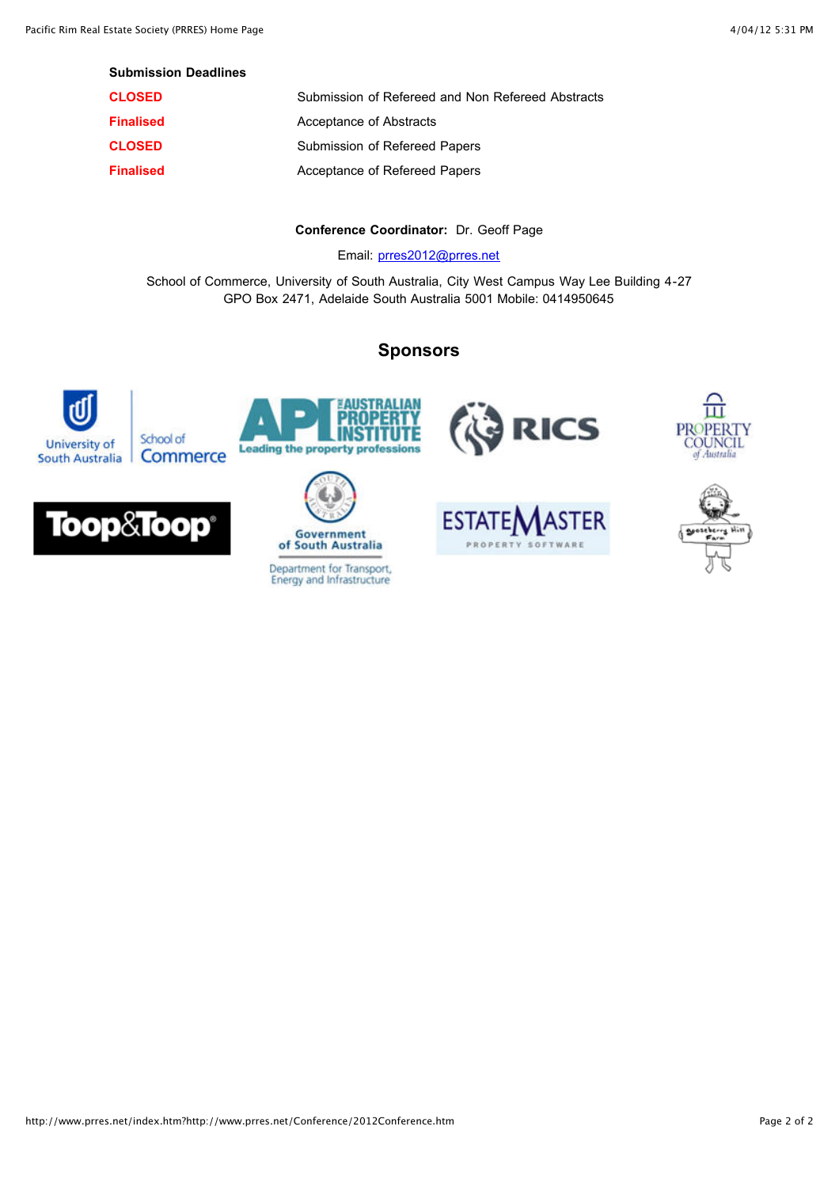**Submission Deadlines**

| | |
|---|---|
| **CLOSED** | Submission of Refereed and Non Refereed Abstracts |
| **Finalised** | Acceptance of Abstracts |
| **CLOSED** | Submission of Refereed Papers |
| **Finalised** | Acceptance of Refereed Papers |

**Conference Coordinator:** Dr. Geoff Page

Email: prres2012@prres.net

School of Commerce, University of South Australia, City West Campus Way Lee Building 4-27
GPO Box 2471, Adelaide South Australia 5001 Mobile: 0414950645

## Sponsors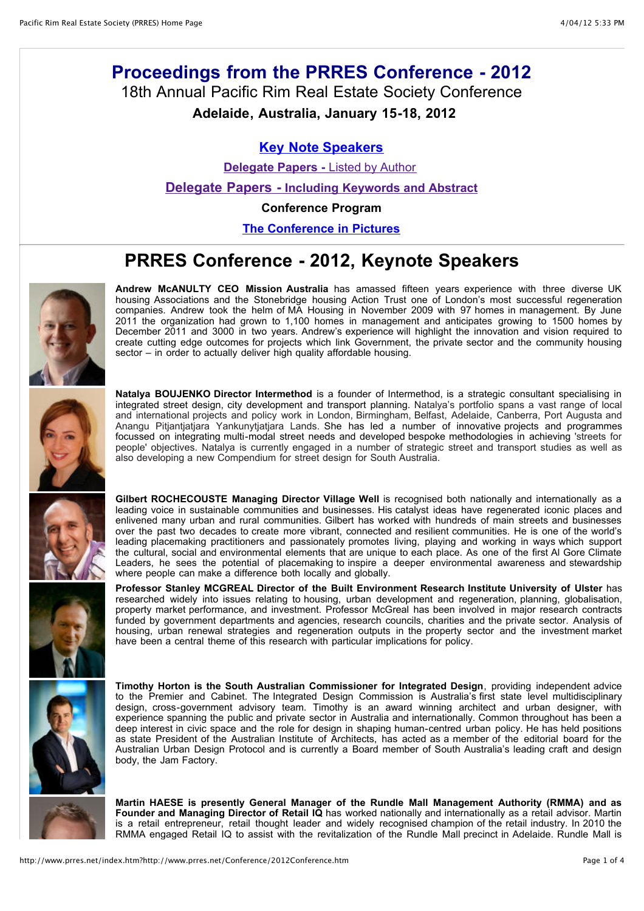# Proceedings from the PRRES Conference - 2012

## 18th Annual Pacific Rim Real Estate Society Conference

### Adelaide, Australia, January 15-18, 2012

**Key Note Speakers**

**Delegate Papers -** Listed by Author

**Delegate Papers - Including Keywords and Abstract**

**Conference Program**

**The Conference in Pictures**

## PRRES Conference - 2012, Keynote Speakers

**Andrew McANULTY CEO Mission Australia** has amassed fifteen years experience with three diverse UK housing Associations and the Stonebridge housing Action Trust one of London's most successful regeneration companies. Andrew took the helm of MA Housing in November 2009 with 97 homes in management. By June 2011 the organization had grown to 1,100 homes in management and anticipates growing to 1500 homes by December 2011 and 3000 in two years. Andrew's experience will highlight the innovation and vision required to create cutting edge outcomes for projects which link Government, the private sector and the community housing sector – in order to actually deliver high quality affordable housing.

**Natalya BOUJENKO Director Intermethod** is a founder of Intermethod, is a strategic consultant specialising in integrated street design, city development and transport planning. Natalya's portfolio spans a vast range of local and international projects and policy work in London, Birmingham, Belfast, Adelaide, Canberra, Port Augusta and Anangu Pitjantjatjara Yankunytjatjara Lands. She has led a number of innovative projects and programmes focussed on integrating multi-modal street needs and developed bespoke methodologies in achieving 'streets for people' objectives. Natalya is currently engaged in a number of strategic street and transport studies as well as also developing a new Compendium for street design for South Australia.

**Gilbert ROCHECOUSTE Managing Director Village Well** is recognised both nationally and internationally as a leading voice in sustainable communities and businesses. His catalyst ideas have regenerated iconic places and enlivened many urban and rural communities. Gilbert has worked with hundreds of main streets and businesses over the past two decades to create more vibrant, connected and resilient communities. He is one of the world's leading placemaking practitioners and passionately promotes living, playing and working in ways which support the cultural, social and environmental elements that are unique to each place. As one of the first Al Gore Climate Leaders, he sees the potential of placemaking to inspire a deeper environmental awareness and stewardship where people can make a difference both locally and globally.

**Professor Stanley MCGREAL Director of the Built Environment Research Institute University of Ulster** has researched widely into issues relating to housing, urban development and regeneration, planning, globalisation, property market performance, and investment. Professor McGreal has been involved in major research contracts funded by government departments and agencies, research councils, charities and the private sector. Analysis of housing, urban renewal strategies and regeneration outputs in the property sector and the investment market have been a central theme of this research with particular implications for policy.

**Timothy Horton is the South Australian Commissioner for Integrated Design**, providing independent advice to the Premier and Cabinet. The Integrated Design Commission is Australia's first state level multidisciplinary design, cross-government advisory team. Timothy is an award winning architect and urban designer, with experience spanning the public and private sector in Australia and internationally. Common throughout has been a deep interest in civic space and the role for design in shaping human-centred urban policy. He has held positions as state President of the Australian Institute of Architects, has acted as a member of the editorial board for the Australian Urban Design Protocol and is currently a Board member of South Australia's leading craft and design body, the Jam Factory.

**Martin HAESE is presently General Manager of the Rundle Mall Management Authority (RMMA) and as Founder and Managing Director of Retail IQ** has worked nationally and internationally as a retail advisor. Martin is a retail entrepreneur, retail thought leader and widely recognised champion of the retail industry. In 2010 the RMMA engaged Retail IQ to assist with the revitalization of the Rundle Mall precinct in Adelaide. Rundle Mall is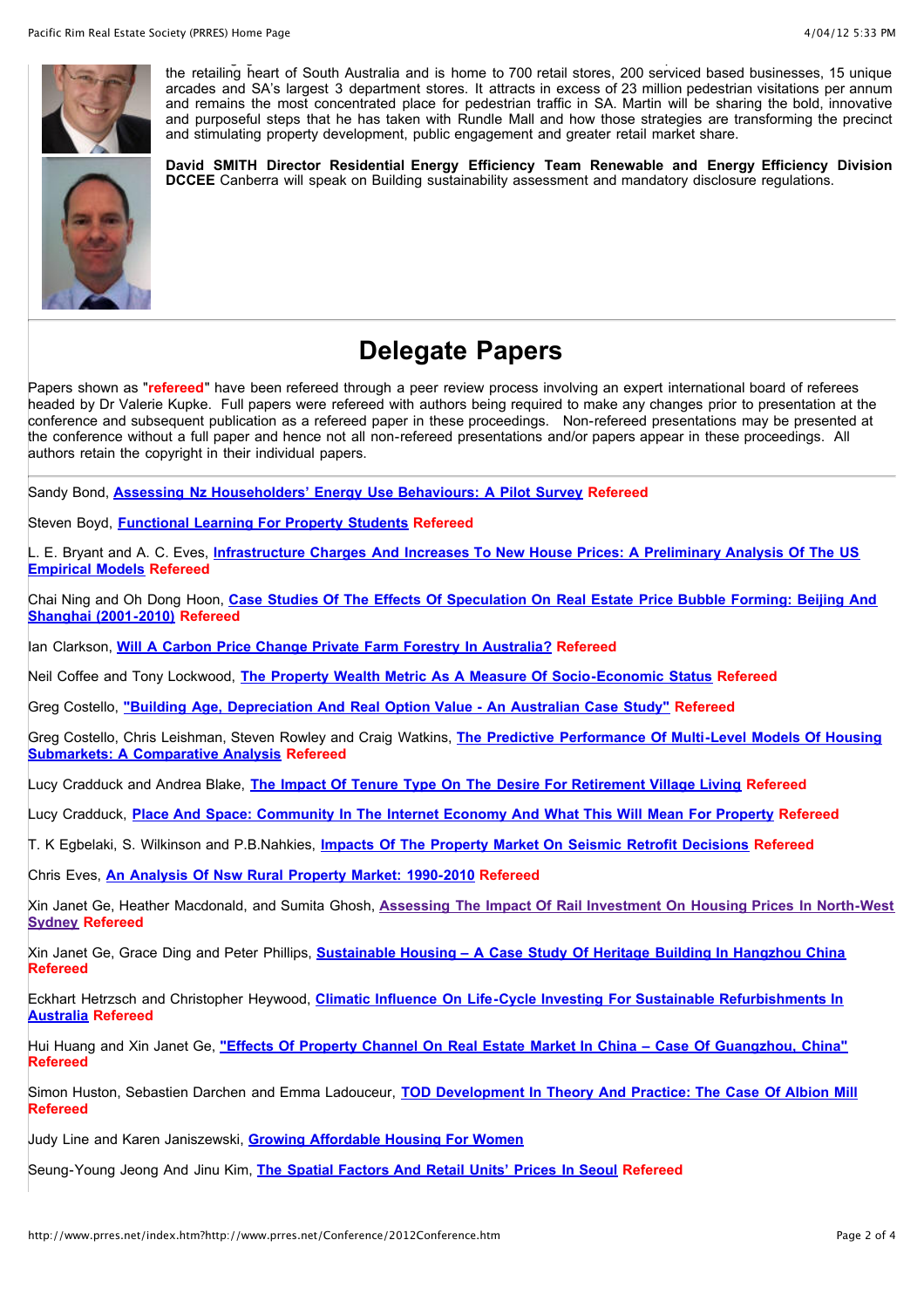the retailing heart of South Australia and is home to 700 retail stores, 200 serviced based businesses, 15 unique arcades and SA's largest 3 department stores. It attracts in excess of 23 million pedestrian visitations per annum and remains the most concentrated place for pedestrian traffic in SA. Martin will be sharing the bold, innovative and purposeful steps that he has taken with Rundle Mall and how those strategies are transforming the precinct and stimulating property development, public engagement and greater retail market share.

**David SMITH Director Residential Energy Efficiency Team Renewable and Energy Efficiency Division DCCEE** Canberra will speak on Building sustainability assessment and mandatory disclosure regulations.

# Delegate Papers

Papers shown as "**refereed**" have been refereed through a peer review process involving an expert international board of referees headed by Dr Valerie Kupke. Full papers were refereed with authors being required to make any changes prior to presentation at the conference and subsequent publication as a refereed paper in these proceedings. Non-refereed presentations may be presented at the conference without a full paper and hence not all non-refereed presentations and/or papers appear in these proceedings. All authors retain the copyright in their individual papers.

Sandy Bond, **Assessing Nz Householders' Energy Use Behaviours: A Pilot Survey** **Refereed**

Steven Boyd, **Functional Learning For Property Students** **Refereed**

L. E. Bryant and A. C. Eves, **Infrastructure Charges And Increases To New House Prices: A Preliminary Analysis Of The US Empirical Models** **Refereed**

Chai Ning and Oh Dong Hoon, **Case Studies Of The Effects Of Speculation On Real Estate Price Bubble Forming: Beijing And Shanghai (2001-2010)** **Refereed**

Ian Clarkson, **Will A Carbon Price Change Private Farm Forestry In Australia?** **Refereed**

Neil Coffee and Tony Lockwood, **The Property Wealth Metric As A Measure Of Socio-Economic Status** **Refereed**

Greg Costello, **"Building Age, Depreciation And Real Option Value - An Australian Case Study"** **Refereed**

Greg Costello, Chris Leishman, Steven Rowley and Craig Watkins, **The Predictive Performance Of Multi-Level Models Of Housing Submarkets: A Comparative Analysis** **Refereed**

Lucy Cradduck and Andrea Blake, **The Impact Of Tenure Type On The Desire For Retirement Village Living** **Refereed**

Lucy Cradduck, **Place And Space: Community In The Internet Economy And What This Will Mean For Property** **Refereed**

T. K Egbelaki, S. Wilkinson and P.B.Nahkies, **Impacts Of The Property Market On Seismic Retrofit Decisions** **Refereed**

Chris Eves, **An Analysis Of Nsw Rural Property Market: 1990-2010** **Refereed**

Xin Janet Ge, Heather Macdonald, and Sumita Ghosh, **Assessing The Impact Of Rail Investment On Housing Prices In North-West Sydney** **Refereed**

Xin Janet Ge, Grace Ding and Peter Phillips, **Sustainable Housing – A Case Study Of Heritage Building In Hangzhou China** **Refereed**

Eckhart Hetrzsch and Christopher Heywood, **Climatic Influence On Life-Cycle Investing For Sustainable Refurbishments In Australia** **Refereed**

Hui Huang and Xin Janet Ge, **"Effects Of Property Channel On Real Estate Market In China – Case Of Guangzhou, China"** **Refereed**

Simon Huston, Sebastien Darchen and Emma Ladouceur, **TOD Development In Theory And Practice: The Case Of Albion Mill** **Refereed**

Judy Line and Karen Janiszewski, **Growing Affordable Housing For Women**

Seung-Young Jeong And Jinu Kim, **The Spatial Factors And Retail Units' Prices In Seoul** **Refereed**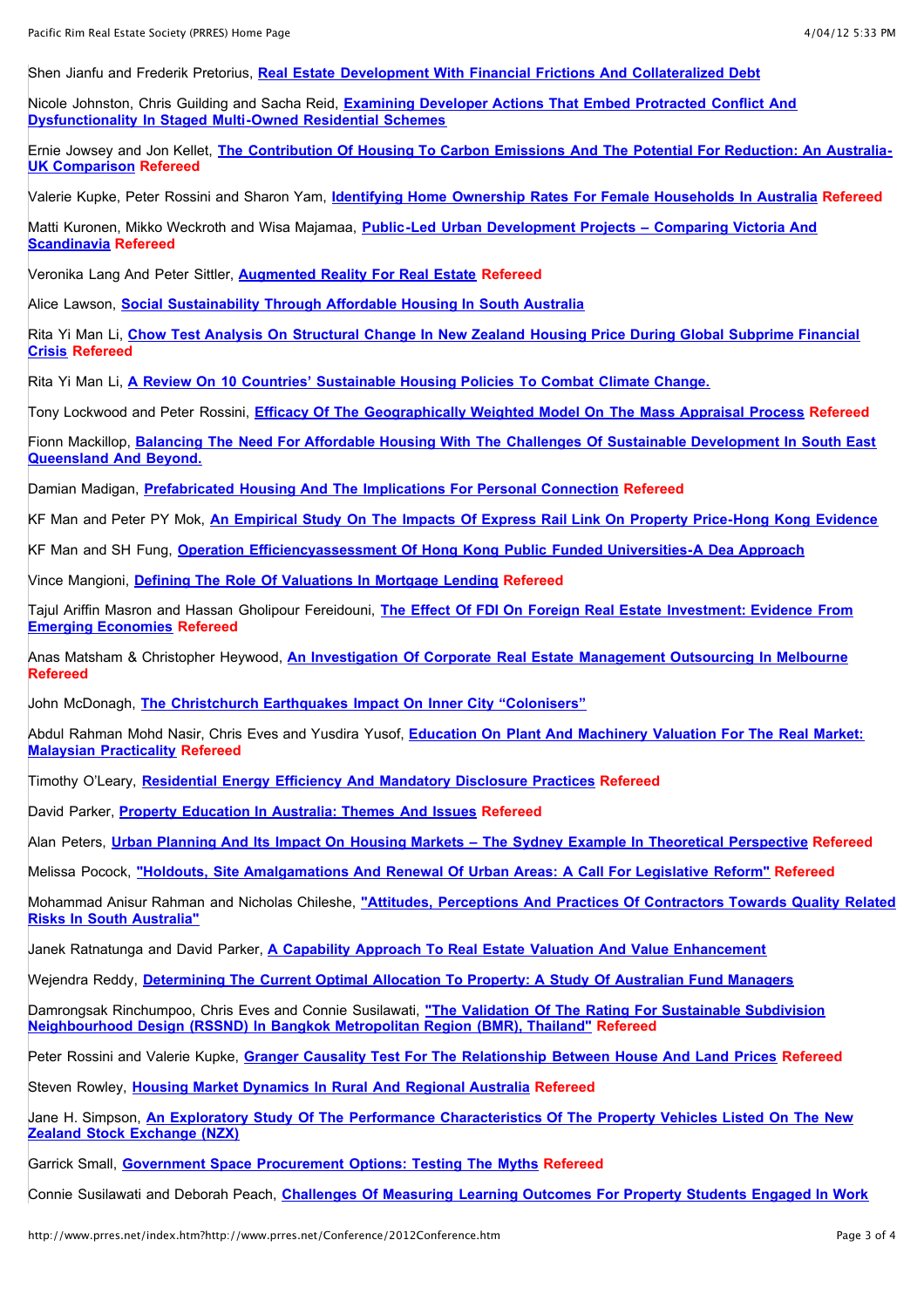Shen Jianfu and Frederik Pretorius, **Real Estate Development With Financial Frictions And Collateralized Debt**

Nicole Johnston, Chris Guilding and Sacha Reid, **Examining Developer Actions That Embed Protracted Conflict And Dysfunctionality In Staged Multi-Owned Residential Schemes**

Ernie Jowsey and Jon Kellet, **The Contribution Of Housing To Carbon Emissions And The Potential For Reduction: An Australia-UK Comparison** **Refereed**

Valerie Kupke, Peter Rossini and Sharon Yam, **Identifying Home Ownership Rates For Female Households In Australia** **Refereed**

Matti Kuronen, Mikko Weckroth and Wisa Majamaa, **Public-Led Urban Development Projects – Comparing Victoria And Scandinavia** **Refereed**

Veronika Lang And Peter Sittler, **Augmented Reality For Real Estate** **Refereed**

Alice Lawson, **Social Sustainability Through Affordable Housing In South Australia**

Rita Yi Man Li, **Chow Test Analysis On Structural Change In New Zealand Housing Price During Global Subprime Financial Crisis** **Refereed**

Rita Yi Man Li, **A Review On 10 Countries' Sustainable Housing Policies To Combat Climate Change.**

Tony Lockwood and Peter Rossini, **Efficacy Of The Geographically Weighted Model On The Mass Appraisal Process** **Refereed**

Fionn Mackillop, **Balancing The Need For Affordable Housing With The Challenges Of Sustainable Development In South East Queensland And Beyond.**

Damian Madigan, **Prefabricated Housing And The Implications For Personal Connection** **Refereed**

KF Man and Peter PY Mok, **An Empirical Study On The Impacts Of Express Rail Link On Property Price-Hong Kong Evidence**

KF Man and SH Fung, **Operation Efficiencyassessment Of Hong Kong Public Funded Universities-A Dea Approach**

Vince Mangioni, **Defining The Role Of Valuations In Mortgage Lending** **Refereed**

Tajul Ariffin Masron and Hassan Gholipour Fereidouni, **The Effect Of FDI On Foreign Real Estate Investment: Evidence From Emerging Economies** **Refereed**

Anas Matsham & Christopher Heywood, **An Investigation Of Corporate Real Estate Management Outsourcing In Melbourne** **Refereed**

John McDonagh, **The Christchurch Earthquakes Impact On Inner City "Colonisers"**

Abdul Rahman Mohd Nasir, Chris Eves and Yusdira Yusof, **Education On Plant And Machinery Valuation For The Real Market: Malaysian Practicality** **Refereed**

Timothy O'Leary, **Residential Energy Efficiency And Mandatory Disclosure Practices** **Refereed**

David Parker, **Property Education In Australia: Themes And Issues** **Refereed**

Alan Peters, **Urban Planning And Its Impact On Housing Markets – The Sydney Example In Theoretical Perspective** **Refereed**

Melissa Pocock, **"Holdouts, Site Amalgamations And Renewal Of Urban Areas: A Call For Legislative Reform"** **Refereed**

Mohammad Anisur Rahman and Nicholas Chileshe, **"Attitudes, Perceptions And Practices Of Contractors Towards Quality Related Risks In South Australia"**

Janek Ratnatunga and David Parker, **A Capability Approach To Real Estate Valuation And Value Enhancement**

Wejendra Reddy, **Determining The Current Optimal Allocation To Property: A Study Of Australian Fund Managers**

Damrongsak Rinchumpoo, Chris Eves and Connie Susilawati, **"The Validation Of The Rating For Sustainable Subdivision Neighbourhood Design (RSSND) In Bangkok Metropolitan Region (BMR), Thailand"** **Refereed**

Peter Rossini and Valerie Kupke, **Granger Causality Test For The Relationship Between House And Land Prices** **Refereed**

Steven Rowley, **Housing Market Dynamics In Rural And Regional Australia** **Refereed**

Jane H. Simpson, **An Exploratory Study Of The Performance Characteristics Of The Property Vehicles Listed On The New Zealand Stock Exchange (NZX)**

Garrick Small, **Government Space Procurement Options: Testing The Myths** **Refereed**

Connie Susilawati and Deborah Peach, **Challenges Of Measuring Learning Outcomes For Property Students Engaged In Work**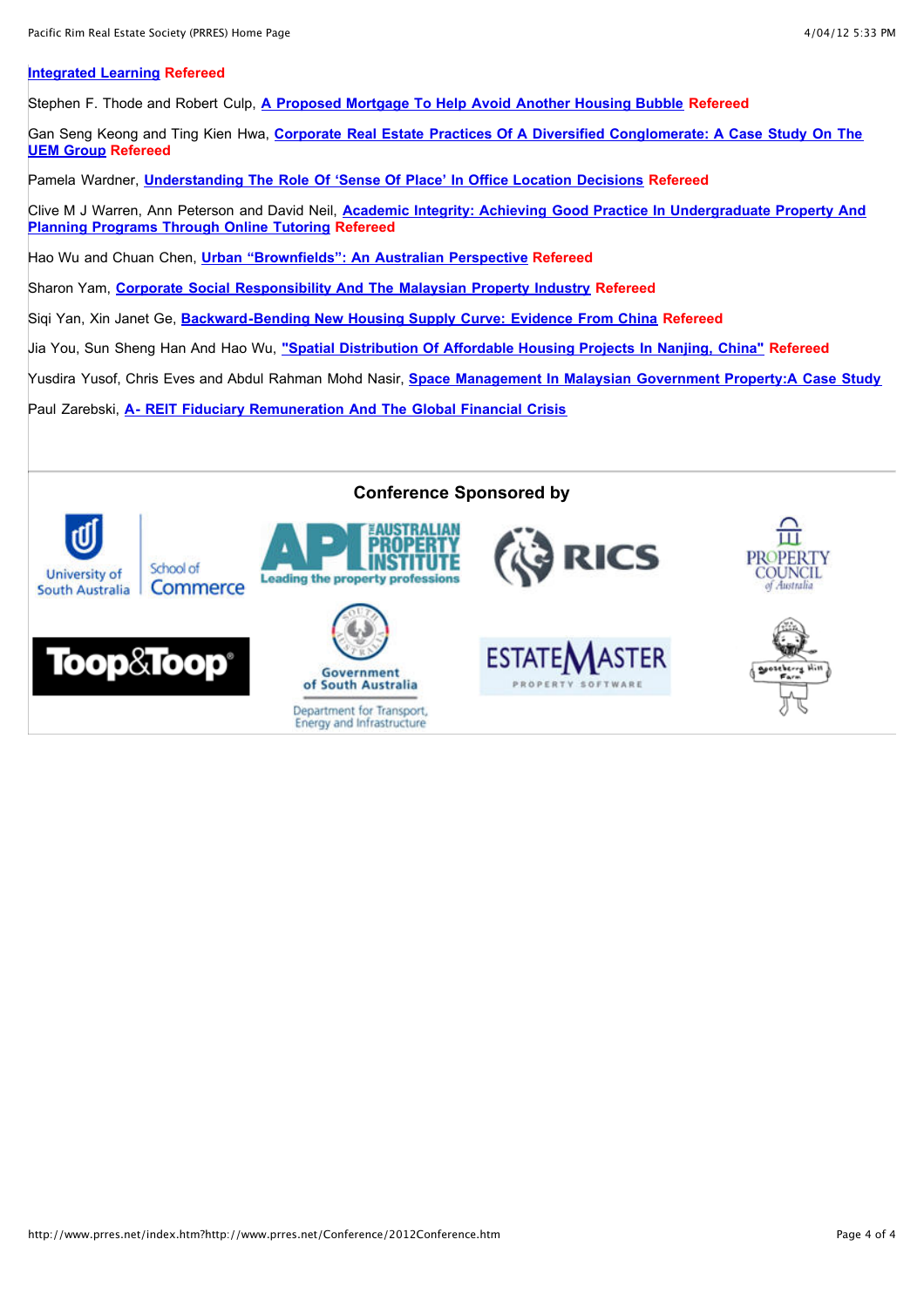**Integrated Learning** **Refereed**

Stephen F. Thode and Robert Culp, **A Proposed Mortgage To Help Avoid Another Housing Bubble** **Refereed**

Gan Seng Keong and Ting Kien Hwa, **Corporate Real Estate Practices Of A Diversified Conglomerate: A Case Study On The UEM Group** **Refereed**

Pamela Wardner, **Understanding The Role Of 'Sense Of Place' In Office Location Decisions** **Refereed**

Clive M J Warren, Ann Peterson and David Neil, **Academic Integrity: Achieving Good Practice In Undergraduate Property And Planning Programs Through Online Tutoring** **Refereed**

Hao Wu and Chuan Chen, **Urban "Brownfields": An Australian Perspective** **Refereed**

Sharon Yam, **Corporate Social Responsibility And The Malaysian Property Industry** **Refereed**

Siqi Yan, Xin Janet Ge, **Backward-Bending New Housing Supply Curve: Evidence From China** **Refereed**

Jia You, Sun Sheng Han And Hao Wu, **"Spatial Distribution Of Affordable Housing Projects In Nanjing, China"** **Refereed**

Yusdira Yusof, Chris Eves and Abdul Rahman Mohd Nasir, **Space Management In Malaysian Government Property:A Case Study**

Paul Zarebski, **A- REIT Fiduciary Remuneration And The Global Financial Crisis**

**Conference Sponsored by**

University of South Australia | School of Commerce

API Australian Property Institute — Leading the property professions

RICS

Property Council of Australia

Toop&Toop

Government of South Australia — Department for Transport, Energy and Infrastructure

EstateMaster Property Software

Gooseberry Hill Farm